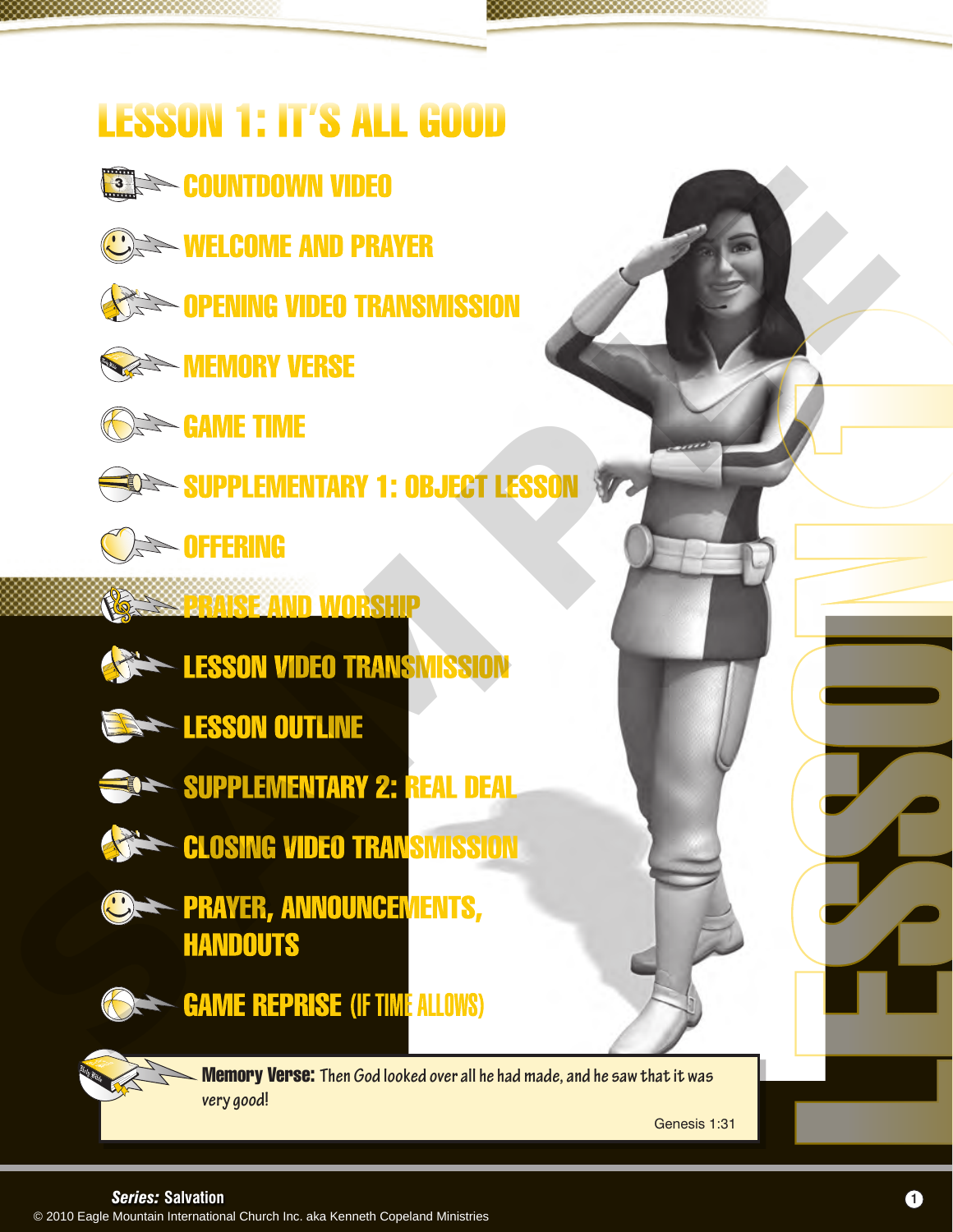# LESSON 1: IT'S ALL GOOD

- COUNTDOWN VIDEO
- WELCOME AND PRAYER
- OPENING VIDEO TRANSMISSION
- MEMORY VERSE
- GAME TIME
- SUPPLEMENTARY 1: OBJECT LESSON
- OFFERING
- PRAISE AND WORSHIP
- LESSON VIDEO TRANSMISSION
- LESSON OUTLINE
- SUPPLEMENTARY 2: REAL DEAL
- CLOSING VIDEO TRANSMISSION
- PRAYER, ANNOUNCEMENTS, HANDOUTS
- GAME REPRISE (IF TIME ALLOWS)

**Memory Verse:** *Then God looked over all he had made, and he saw that it was very good!*

Genesis 1:31

***Series:*** **Salvation**

© 2010 Eagle Mountain International Church Inc. aka Kenneth Copeland Ministries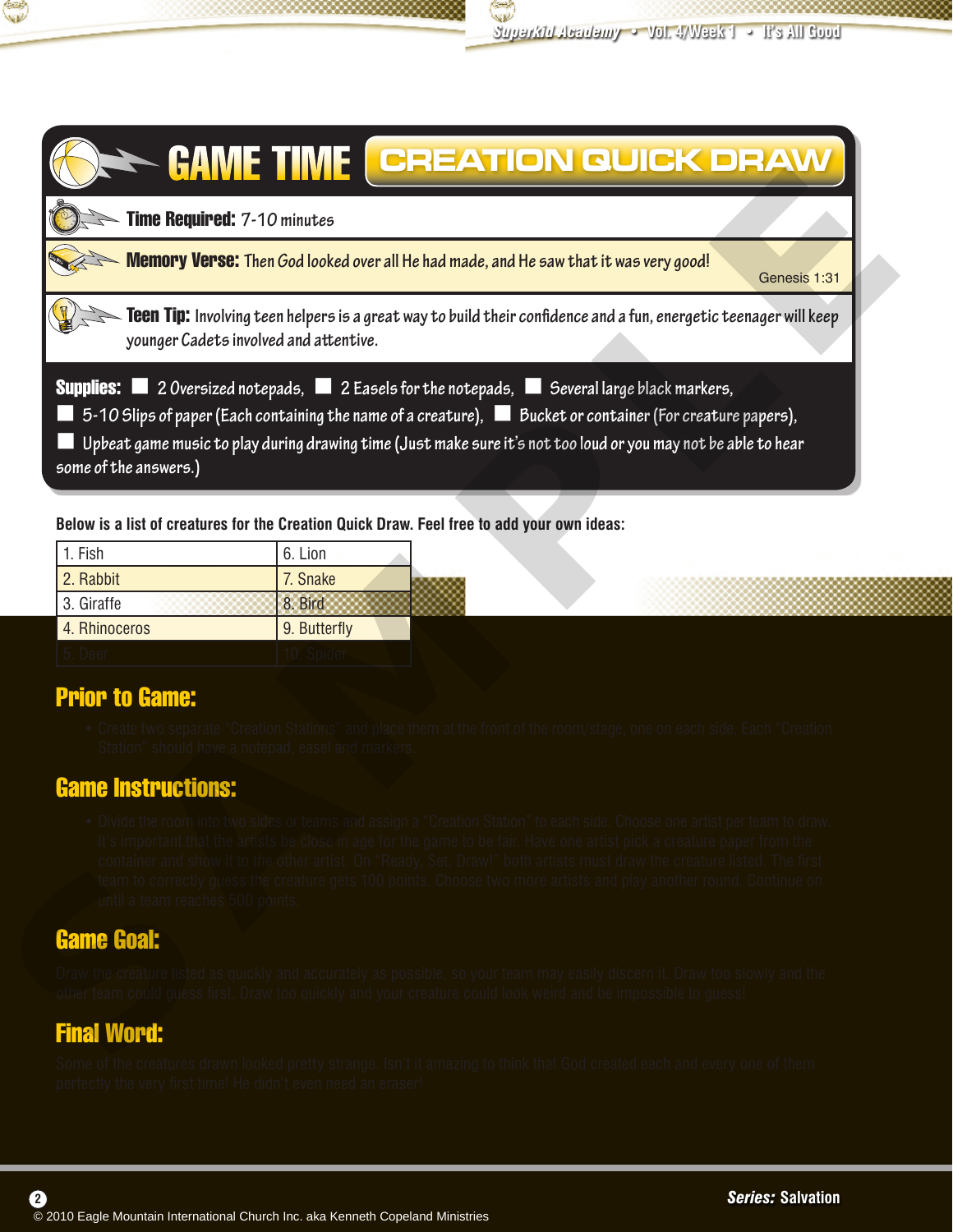# GAME TIME — CREATION QUICK DRAW

**Time Required:** 7-10 minutes

**Memory Verse:** Then God looked over all He had made, and He saw that it was very good! Genesis 1:31

**Teen Tip:** Involving teen helpers is a great way to build their confidence and a fun, energetic teenager will keep younger Cadets involved and attentive.

**Supplies:** ☐ 2 Oversized notepads, ☐ 2 Easels for the notepads, ☐ Several large black markers, ☐ 5-10 Slips of paper (Each containing the name of a creature), ☐ Bucket or container (For creature papers), ☐ Upbeat game music to play during drawing time (Just make sure it's not too loud or you may not be able to hear some of the answers.)

**Below is a list of creatures for the Creation Quick Draw. Feel free to add your own ideas:**

| | |
|---|---|
| 1. Fish | 6. Lion |
| 2. Rabbit | 7. Snake |
| 3. Giraffe | 8. Bird |
| 4. Rhinoceros | 9. Butterfly |
| 5. Deer | 10. Spider |

## Prior to Game:

- Create two separate "Creation Stations" and place them at the front of the room/stage, one on each side. Each "Creation Station" should have a notepad, easel and markers.

## Game Instructions:

- Divide the room into two sides or teams and assign a "Creation Station" to each side. Choose one artist per team to draw. It's important that the artists be close in age for the game to be fair. Have one artist pick a creature paper from the container and show it to the other artist. On "Ready, Set, Draw!" both artists must draw the creature listed. The first team to correctly guess the creature gets 100 points. Choose two more artists and play another round. Continue on until a team reaches 500 points.

## Game Goal:

Draw the creature listed as quickly and accurately as possible, so your team may easily discern it. Draw too slowly and the other team could guess first. Draw too quickly and your creature could look weird and be impossible to guess!

## Final Word:

Some of the creatures drawn looked pretty strange. Isn't it amazing to think that God created each and every one of them perfectly the very first time! He didn't even need an eraser!

© 2010 Eagle Mountain International Church Inc. aka Kenneth Copeland Ministries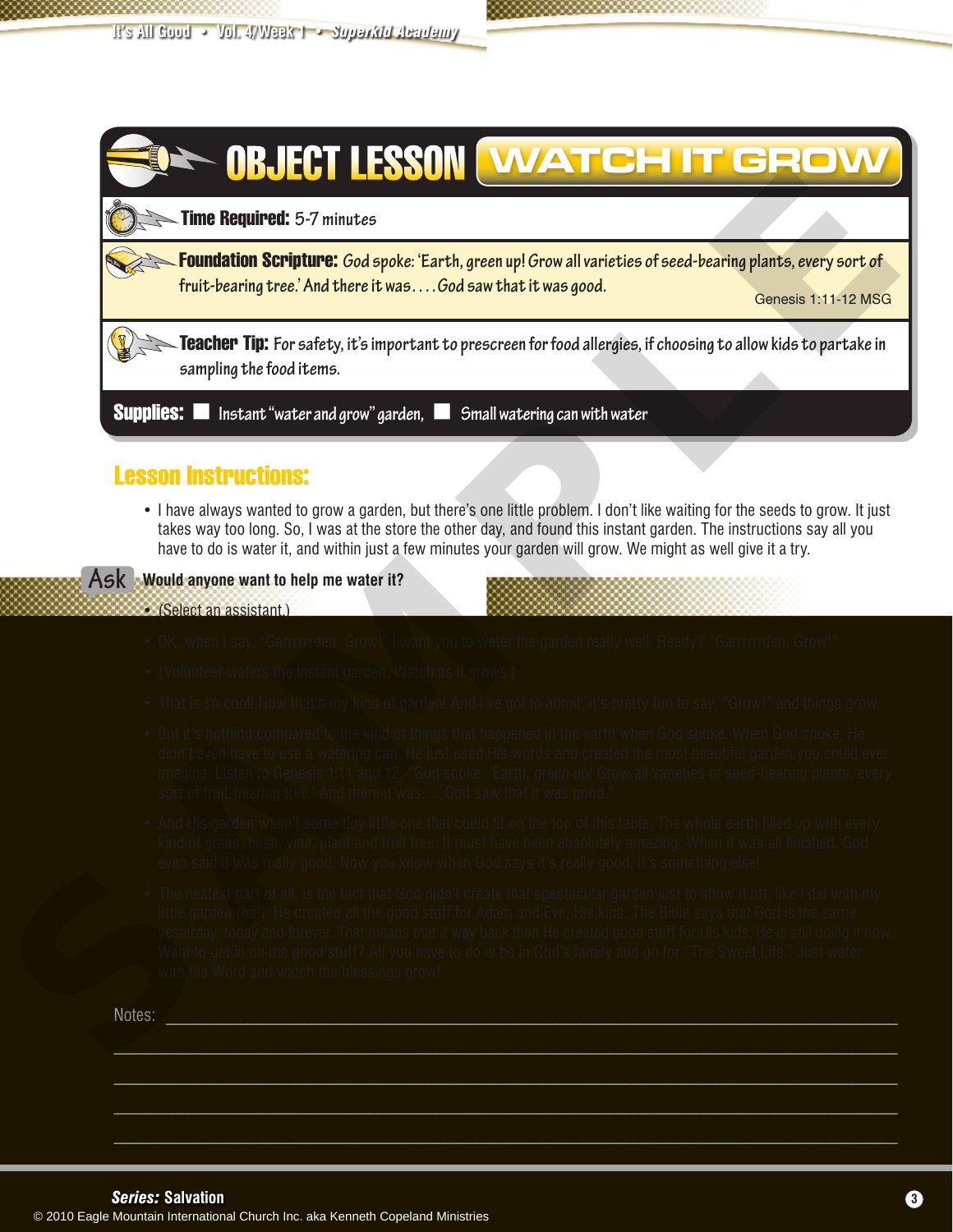# OBJECT LESSON: WATCH IT GROW

**Time Required:** 5-7 minutes

**Foundation Scripture:** *God spoke: 'Earth, green up! Grow all varieties of seed-bearing plants, every sort of fruit-bearing tree.' And there it was. . . . God saw that it was good.*

Genesis 1:11-12 MSG

**Teacher Tip:** For safety, it's important to prescreen for food allergies, if choosing to allow kids to partake in sampling the food items.

**Supplies:** ☐ Instant "water and grow" garden, ☐ Small watering can with water

## Lesson Instructions:

- I have always wanted to grow a garden, but there's one little problem. I don't like waiting for the seeds to grow. It just takes way too long. So, I was at the store the other day, and found this instant garden. The instructions say all you have to do is water it, and within just a few minutes your garden will grow. We might as well give it a try.

**Ask** **Would anyone want to help me water it?**

- (Select an assistant.)
- OK, when I say, "Garrrrrrden, Grow!" I want you to water the garden really well. Ready? "Garrrrrrden, Grow!"
- (Volunteer waters the instant garden. Watch as it grows.)
- That is so cool! Now that's my kind of garden! And I've got to admit, it's pretty fun to say, "Grow!" and things grow.
- But it's nothing compared to the kind of things that happened in the earth when God spoke. When God spoke, He didn't even have to use a watering can. He just used His words and created the most beautiful garden you could ever imagine. Listen to Genesis 1:11 and 12, "God spoke: 'Earth, green up! Grow all varieties of seed-bearing plants, every sort of fruit-bearing tree.' And there it was.... God saw that it was good."
- And His garden wasn't some tiny little one that could fit on the top of this table. The whole earth filled up with every kind of grass, bush, vine, plant and fruit tree. It must have been absolutely amazing. When it was all finished, God even said it was really good. Now you know when God says it's really good, it's something else!
- The neatest part of all, is the fact that God didn't create that spectacular garden just to show it off, like I did with my little garden (ha!). He created all the good stuff for Adam and Eve, His kids. The Bible says that God is the same yesterday, today and forever. That means that if way back then He created good stuff for His kids, He is still doing it now. Want to get in on the good stuff? All you have to do is be in God's family and go for "The Sweet Life." Just water with the Word and watch the blessings grow!

Notes: ______________________________________________

______________________________________________

______________________________________________

______________________________________________

______________________________________________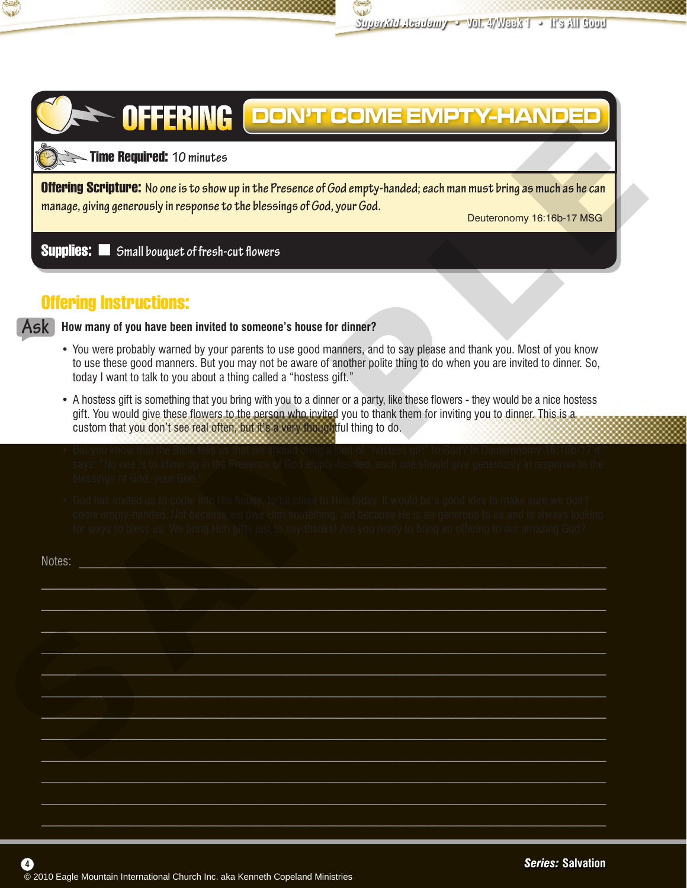# OFFERING DON'T COME EMPTY-HANDED

**Time Required:** 10 minutes

**Offering Scripture:** No one is to show up in the Presence of God empty-handed; each man must bring as much as he can manage, giving generously in response to the blessings of God, your God.

Deuteronomy 16:16b-17 MSG

**Supplies:** ■ Small bouquet of fresh-cut flowers

## Offering Instructions:

**Ask** **How many of you have been invited to someone's house for dinner?**

- You were probably warned by your parents to use good manners, and to say please and thank you. Most of you know to use these good manners. But you may not be aware of another polite thing to do when you are invited to dinner. So, today I want to talk to you about a thing called a "hostess gift."
- A hostess gift is something that you bring with you to a dinner or a party, like these flowers - they would be a nice hostess gift. You would give these flowers to the person who invited you to thank them for inviting you to dinner. This is a custom that you don't see real often, but it's a very thoughtful thing to do.
- Did you know that the Bible tells us that we should bring a kind of "hostess gift" to God? In Deuteronomy 16:16b-17 it says: "No one is to show up in the Presence of God empty-handed; each one should give generously in response to the blessings of God, your God."
- God has invited us to come into His house, to be close to Him today. It would be a good idea to make sure we don't come empty-handed. Not because we owe Him something, but because He is so generous to us and is always looking for ways to bless us. We bring Him gifts just to say thanks! Are you ready to bring an offering to our amazing God?

Notes: ______________________________________________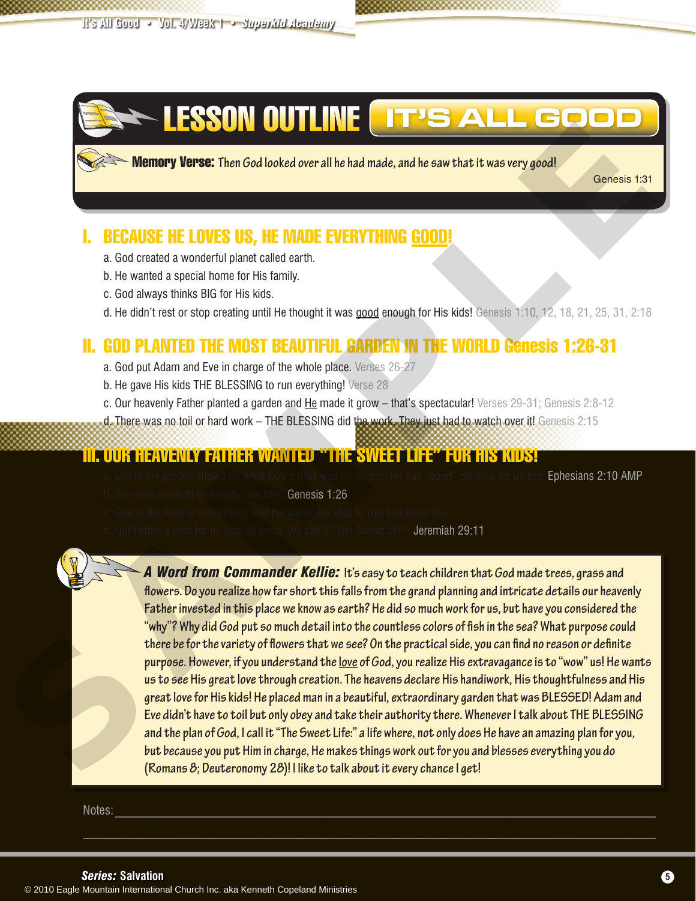# LESSON OUTLINE — IT'S ALL GOOD

**Memory Verse:** *Then God looked over all he had made, and he saw that it was very good!*
Genesis 1:31

## I. BECAUSE HE LOVES US, HE MADE EVERYTHING GOOD!

a. God created a wonderful planet called earth.

b. He wanted a special home for His family.

c. God always thinks BIG for His kids.

d. He didn't rest or stop creating until He thought it was good enough for His kids! Genesis 1:10, 12, 18, 21, 25, 31, 2:18

## II. GOD PLANTED THE MOST BEAUTIFUL GARDEN IN THE WORLD Genesis 1:26-31

a. God put Adam and Eve in charge of the whole place. Verses 26-27

b. He gave His kids THE BLESSING to run everything! Verse 28

c. Our heavenly Father planted a garden and He made it grow – that's spectacular! Verses 29-31; Genesis 2:8-12

d. There was no toil or hard work – THE BLESSING did the work. They just had to watch over it! Genesis 2:15

## III. OUR HEAVENLY FATHER WANTED "THE SWEET LIFE" FOR HIS KIDS!

a. Life in the garden shows us what God's plan was for us too. He has "good" planned for us too. Ephesians 2:10 AMP

b. We were made to be exactly like Him. Genesis 1:26

c. God is the King of everything, and He wants His kids to rule like kings too.

d. Our Father's plan for us was all good. We call it "The Sweet Life!" Jeremiah 29:11

***A Word from Commander Kellie:*** It's easy to teach children that God made trees, grass and flowers. Do you realize how far short this falls from the grand planning and intricate details our heavenly Father invested in this place we know as earth? He did so much work for us, but have you considered the "why"? Why did God put so much detail into the countless colors of fish in the sea? What purpose could there be for the variety of flowers that we see? On the practical side, you can find no reason or definite purpose. However, if you understand the love of God, you realize His extravagance is to "wow" us! He wants us to see His great love through creation. The heavens declare His handiwork, His thoughtfulness and His great love for His kids! He placed man in a beautiful, extraordinary garden that was BLESSED! Adam and Eve didn't have to toil but only obey and take their authority there. Whenever I talk about THE BLESSING and the plan of God, I call it "The Sweet Life:" a life where, not only does He have an amazing plan for you, but because you put Him in charge, He makes things work out for you and blesses everything you do (Romans 8; Deuteronomy 28)! I like to talk about it every chance I get!

Notes: ____________________________________________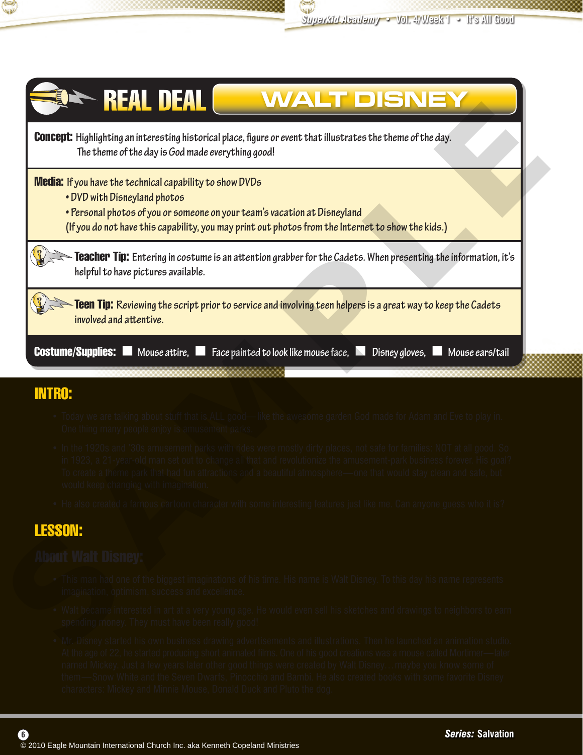# REAL DEAL — WALT DISNEY

**Concept:** Highlighting an interesting historical place, figure or event that illustrates the theme of the day. The theme of the day is God made everything good!

**Media:** If you have the technical capability to show DVDs
- DVD with Disneyland photos
- Personal photos of you or someone on your team's vacation at Disneyland

(If you do not have this capability, you may print out photos from the Internet to show the kids.)

**Teacher Tip:** Entering in costume is an attention grabber for the Cadets. When presenting the information, it's helpful to have pictures available.

**Teen Tip:** Reviewing the script prior to service and involving teen helpers is a great way to keep the Cadets involved and attentive.

**Costume/Supplies:** ☐ Mouse attire, ☐ Face painted to look like mouse face, ☐ Disney gloves, ☐ Mouse ears/tail

## INTRO:

- Today we are talking about stuff that is ALL good—like the awesome garden God made for Adam and Eve to play in. One thing many people enjoy is amusement parks.
- In the 1920s and '30s amusement parks with rides were mostly dirty places, not safe for families: NOT at all good. So in 1923, a 21-year-old man set out to change all that and revolutionize the amusement-park business forever. His goal? To create a theme park that had fun attractions and a beautiful atmosphere—one that would stay clean and safe, but would keep changing with imagination.
- He also created a famous cartoon character with some interesting features just like me. Can anyone guess who it is?

## LESSON:

### About Walt Disney:

- This man had one of the biggest imaginations of his time. His name is Walt Disney. To this day his name represents imagination, optimism, success and excellence.
- Walt became interested in art at a very young age. He would even sell his sketches and drawings to neighbors to earn spending money. They must have been really good!
- Mr. Disney started his own business drawing advertisements and illustrations. Then he launched an animation studio. At the age of 22, he started producing short animated films. One of his good creations was a mouse called Mortimer—later named Mickey. Just a few years later other good things were created by Walt Disney…maybe you know some of them—Snow White and the Seven Dwarfs, Pinocchio and Bambi. He also created books with some favorite Disney characters: Mickey and Minnie Mouse, Donald Duck and Pluto the dog.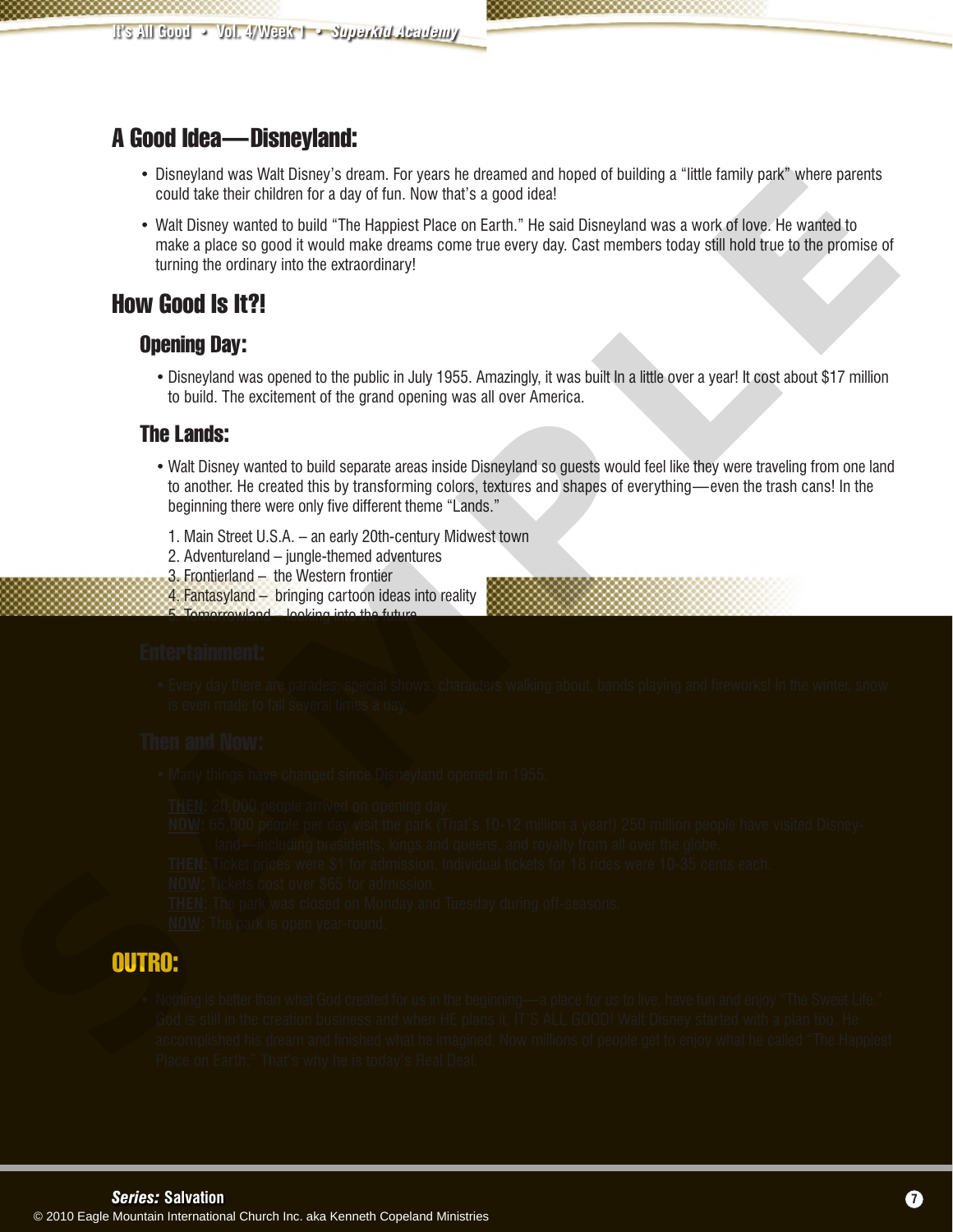## A Good Idea—Disneyland:

- Disneyland was Walt Disney's dream. For years he dreamed and hoped of building a "little family park" where parents could take their children for a day of fun. Now that's a good idea!
- Walt Disney wanted to build "The Happiest Place on Earth." He said Disneyland was a work of love. He wanted to make a place so good it would make dreams come true every day. Cast members today still hold true to the promise of turning the ordinary into the extraordinary!

## How Good Is It?!

### Opening Day:

- Disneyland was opened to the public in July 1955. Amazingly, it was built In a little over a year! It cost about $17 million to build. The excitement of the grand opening was all over America.

### The Lands:

- Walt Disney wanted to build separate areas inside Disneyland so guests would feel like they were traveling from one land to another. He created this by transforming colors, textures and shapes of everything—even the trash cans! In the beginning there were only five different theme "Lands."

1. Main Street U.S.A. – an early 20th-century Midwest town
2. Adventureland – jungle-themed adventures
3. Frontierland – the Western frontier
4. Fantasyland – bringing cartoon ideas into reality
5. Tomorrowland – looking into the future

### Entertainment:

- Every day there are parades, special shows, characters walking about, bands playing and fireworks! In the winter, snow is even made to fall several times a day.

### Then and Now:

- Many things have changed since Disneyland opened in 1955.

**THEN**: 20,000 people arrived on opening day.
**NOW**: 65,000 people per day visit the park (That's 10-12 million a year!) 250 million people have visited Disneyland—including presidents, kings and queens, and royalty from all over the globe.
**THEN**: Ticket prices were $1 for admission. Individual tickets for 18 rides were 10-35 cents each.
**NOW**: Tickets cost over $65 for admission.
**THEN**: The park was closed on Monday and Tuesday during off-seasons.
**NOW**: The park is open year-round.

## OUTRO:

- Nothing is better than what God created for us in the beginning—a place for us to live, have fun and enjoy "The Sweet Life." God is still in the creation business and when HE plans it, IT'S ALL GOOD! Walt Disney started with a plan too. He accomplished his dream and finished what he imagined. Now millions of people get to enjoy what he called "The Happiest Place on Earth." That's why he is today's Real Deal.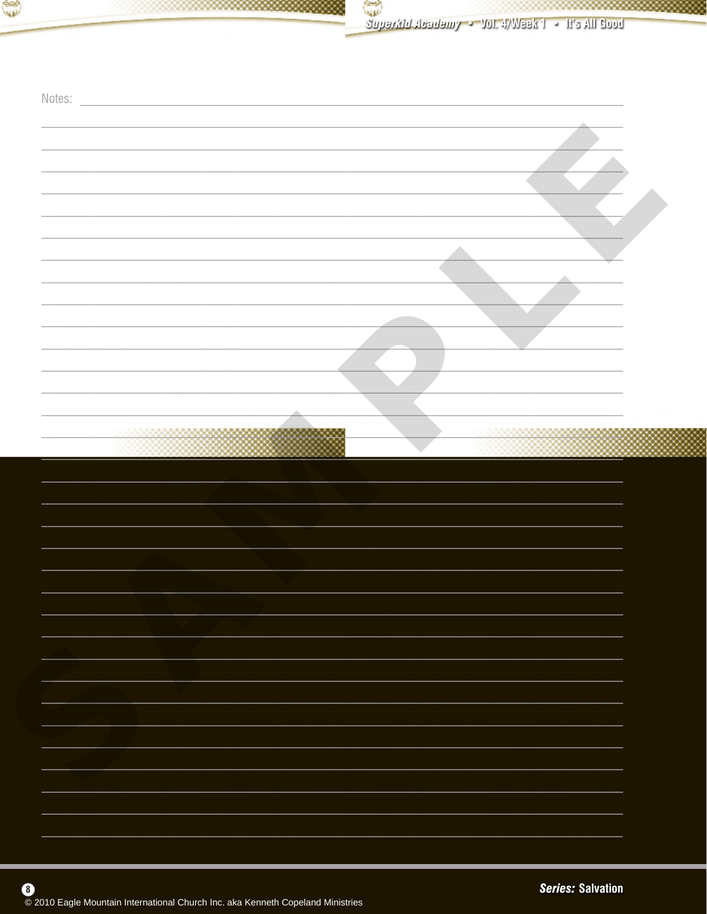Notes:

© 2010 Eagle Mountain International Church Inc. aka Kenneth Copeland Ministries